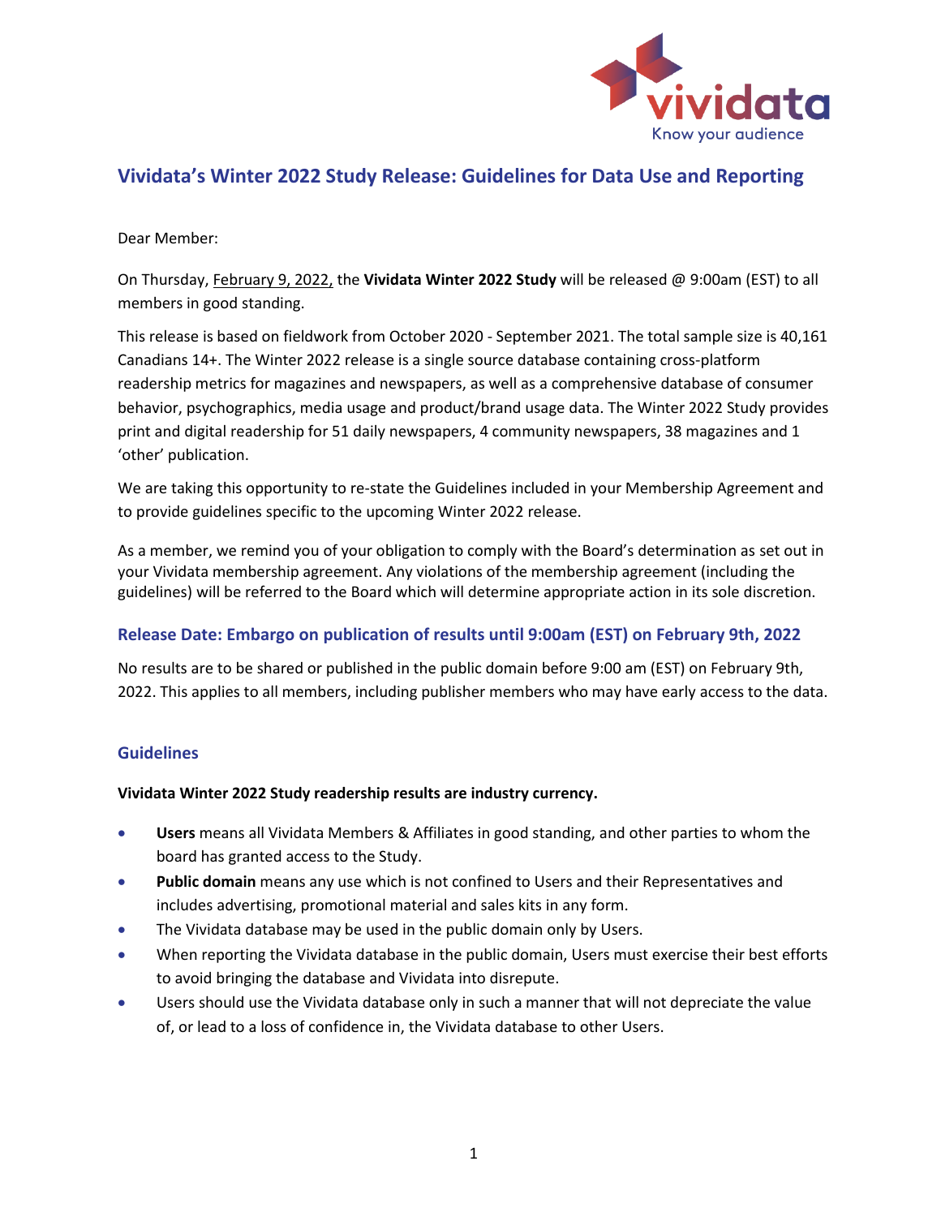# Vividata's Winter 2022 Study Release: Guidelines for Data Use and Reporting

Dear Member:

On Thursday, February 9, 2022, the **Vividata Winter 2022 Study** will be released @ 9:00am (EST) to all members in good standing.

This release is based on fieldwork from October 2020 - September 2021. The total sample size is 40,161 Canadians 14+. The Winter 2022 release is a single source database containing cross-platform readership metrics for magazines and newspapers, as well as a comprehensive database of consumer behavior, psychographics, media usage and product/brand usage data. The Winter 2022 Study provides print and digital readership for 51 daily newspapers, 4 community newspapers, 38 magazines and 1 'other' publication.

We are taking this opportunity to re-state the Guidelines included in your Membership Agreement and to provide guidelines specific to the upcoming Winter 2022 release.

As a member, we remind you of your obligation to comply with the Board's determination as set out in your Vividata membership agreement. Any violations of the membership agreement (including the guidelines) will be referred to the Board which will determine appropriate action in its sole discretion.

## Release Date: Embargo on publication of results until 9:00am (EST) on February 9th, 2022

No results are to be shared or published in the public domain before 9:00 am (EST) on February 9th, 2022. This applies to all members, including publisher members who may have early access to the data.

## Guidelines

**Vividata Winter 2022 Study readership results are industry currency.**

- **Users** means all Vividata Members & Affiliates in good standing, and other parties to whom the board has granted access to the Study.
- **Public domain** means any use which is not confined to Users and their Representatives and includes advertising, promotional material and sales kits in any form.
- The Vividata database may be used in the public domain only by Users.
- When reporting the Vividata database in the public domain, Users must exercise their best efforts to avoid bringing the database and Vividata into disrepute.
- Users should use the Vividata database only in such a manner that will not depreciate the value of, or lead to a loss of confidence in, the Vividata database to other Users.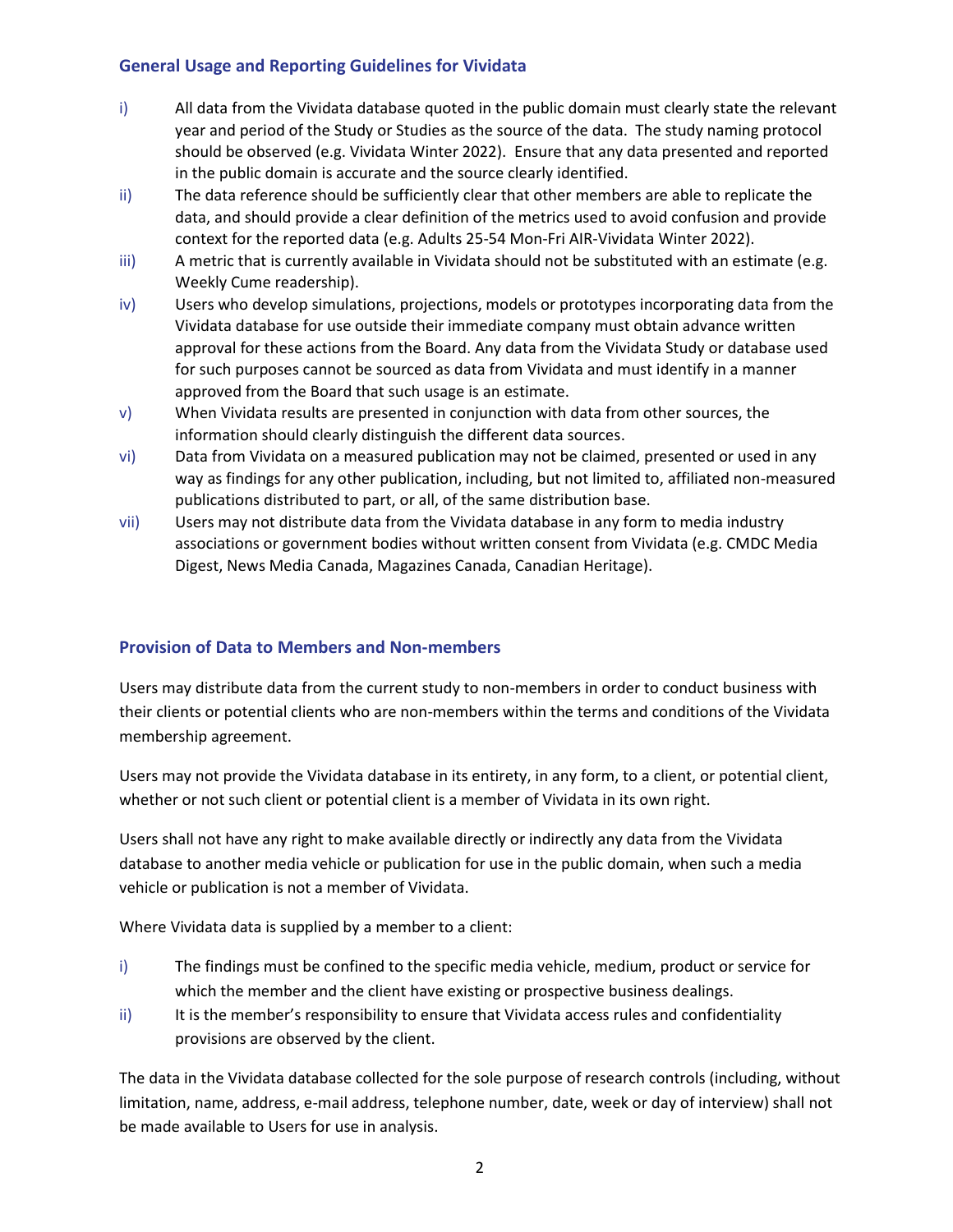## General Usage and Reporting Guidelines for Vividata

i) All data from the Vividata database quoted in the public domain must clearly state the relevant year and period of the Study or Studies as the source of the data. The study naming protocol should be observed (e.g. Vividata Winter 2022). Ensure that any data presented and reported in the public domain is accurate and the source clearly identified.

ii) The data reference should be sufficiently clear that other members are able to replicate the data, and should provide a clear definition of the metrics used to avoid confusion and provide context for the reported data (e.g. Adults 25-54 Mon-Fri AIR-Vividata Winter 2022).

iii) A metric that is currently available in Vividata should not be substituted with an estimate (e.g. Weekly Cume readership).

iv) Users who develop simulations, projections, models or prototypes incorporating data from the Vividata database for use outside their immediate company must obtain advance written approval for these actions from the Board. Any data from the Vividata Study or database used for such purposes cannot be sourced as data from Vividata and must identify in a manner approved from the Board that such usage is an estimate.

v) When Vividata results are presented in conjunction with data from other sources, the information should clearly distinguish the different data sources.

vi) Data from Vividata on a measured publication may not be claimed, presented or used in any way as findings for any other publication, including, but not limited to, affiliated non-measured publications distributed to part, or all, of the same distribution base.

vii) Users may not distribute data from the Vividata database in any form to media industry associations or government bodies without written consent from Vividata (e.g. CMDC Media Digest, News Media Canada, Magazines Canada, Canadian Heritage).

## Provision of Data to Members and Non-members

Users may distribute data from the current study to non-members in order to conduct business with their clients or potential clients who are non-members within the terms and conditions of the Vividata membership agreement.

Users may not provide the Vividata database in its entirety, in any form, to a client, or potential client, whether or not such client or potential client is a member of Vividata in its own right.

Users shall not have any right to make available directly or indirectly any data from the Vividata database to another media vehicle or publication for use in the public domain, when such a media vehicle or publication is not a member of Vividata.

Where Vividata data is supplied by a member to a client:

i) The findings must be confined to the specific media vehicle, medium, product or service for which the member and the client have existing or prospective business dealings.

ii) It is the member's responsibility to ensure that Vividata access rules and confidentiality provisions are observed by the client.

The data in the Vividata database collected for the sole purpose of research controls (including, without limitation, name, address, e-mail address, telephone number, date, week or day of interview) shall not be made available to Users for use in analysis.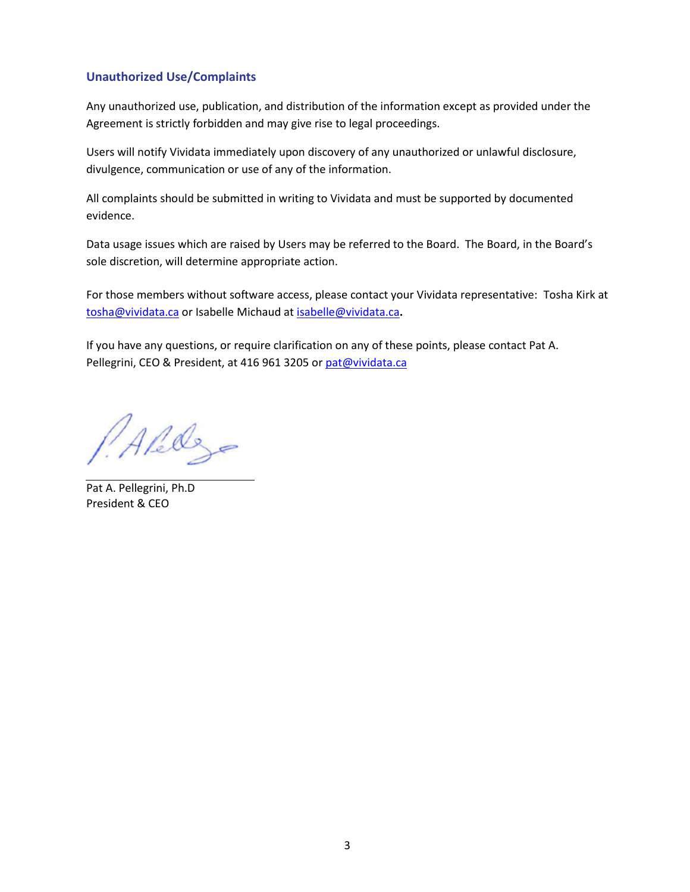## Unauthorized Use/Complaints

Any unauthorized use, publication, and distribution of the information except as provided under the Agreement is strictly forbidden and may give rise to legal proceedings.

Users will notify Vividata immediately upon discovery of any unauthorized or unlawful disclosure, divulgence, communication or use of any of the information.

All complaints should be submitted in writing to Vividata and must be supported by documented evidence.

Data usage issues which are raised by Users may be referred to the Board. The Board, in the Board's sole discretion, will determine appropriate action.

For those members without software access, please contact your Vividata representative: Tosha Kirk at tosha@vividata.ca or Isabelle Michaud at isabelle@vividata.ca.

If you have any questions, or require clarification on any of these points, please contact Pat A. Pellegrini, CEO & President, at 416 961 3205 or pat@vividata.ca

Pat A. Pellegrini, Ph.D
President & CEO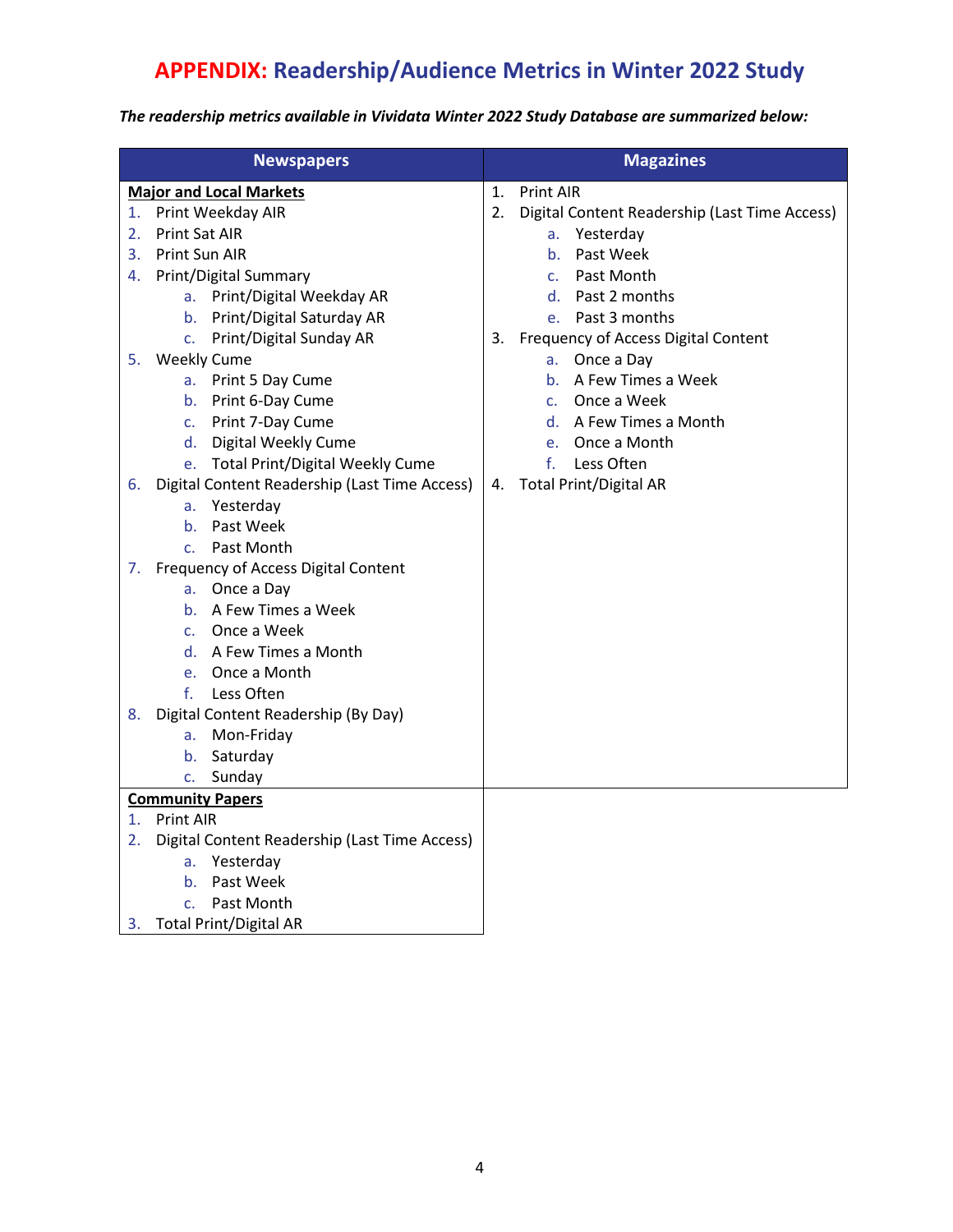# APPENDIX: Readership/Audience Metrics in Winter 2022 Study

***The readership metrics available in Vividata Winter 2022 Study Database are summarized below:***

| Newspapers | Magazines |
|---|---|
| **Major and Local Markets**<br>1. Print Weekday AIR<br>2. Print Sat AIR<br>3. Print Sun AIR<br>4. Print/Digital Summary<br>&nbsp;&nbsp;&nbsp;a. Print/Digital Weekday AR<br>&nbsp;&nbsp;&nbsp;b. Print/Digital Saturday AR<br>&nbsp;&nbsp;&nbsp;c. Print/Digital Sunday AR<br>5. Weekly Cume<br>&nbsp;&nbsp;&nbsp;a. Print 5 Day Cume<br>&nbsp;&nbsp;&nbsp;b. Print 6-Day Cume<br>&nbsp;&nbsp;&nbsp;c. Print 7-Day Cume<br>&nbsp;&nbsp;&nbsp;d. Digital Weekly Cume<br>&nbsp;&nbsp;&nbsp;e. Total Print/Digital Weekly Cume<br>6. Digital Content Readership (Last Time Access)<br>&nbsp;&nbsp;&nbsp;a. Yesterday<br>&nbsp;&nbsp;&nbsp;b. Past Week<br>&nbsp;&nbsp;&nbsp;c. Past Month<br>7. Frequency of Access Digital Content<br>&nbsp;&nbsp;&nbsp;a. Once a Day<br>&nbsp;&nbsp;&nbsp;b. A Few Times a Week<br>&nbsp;&nbsp;&nbsp;c. Once a Week<br>&nbsp;&nbsp;&nbsp;d. A Few Times a Month<br>&nbsp;&nbsp;&nbsp;e. Once a Month<br>&nbsp;&nbsp;&nbsp;f. Less Often<br>8. Digital Content Readership (By Day)<br>&nbsp;&nbsp;&nbsp;a. Mon-Friday<br>&nbsp;&nbsp;&nbsp;b. Saturday<br>&nbsp;&nbsp;&nbsp;c. Sunday | 1. Print AIR<br>2. Digital Content Readership (Last Time Access)<br>&nbsp;&nbsp;&nbsp;a. Yesterday<br>&nbsp;&nbsp;&nbsp;b. Past Week<br>&nbsp;&nbsp;&nbsp;c. Past Month<br>&nbsp;&nbsp;&nbsp;d. Past 2 months<br>&nbsp;&nbsp;&nbsp;e. Past 3 months<br>3. Frequency of Access Digital Content<br>&nbsp;&nbsp;&nbsp;a. Once a Day<br>&nbsp;&nbsp;&nbsp;b. A Few Times a Week<br>&nbsp;&nbsp;&nbsp;c. Once a Week<br>&nbsp;&nbsp;&nbsp;d. A Few Times a Month<br>&nbsp;&nbsp;&nbsp;e. Once a Month<br>&nbsp;&nbsp;&nbsp;f. Less Often<br>4. Total Print/Digital AR |
| **Community Papers**<br>1. Print AIR<br>2. Digital Content Readership (Last Time Access)<br>&nbsp;&nbsp;&nbsp;a. Yesterday<br>&nbsp;&nbsp;&nbsp;b. Past Week<br>&nbsp;&nbsp;&nbsp;c. Past Month<br>3. Total Print/Digital AR | |